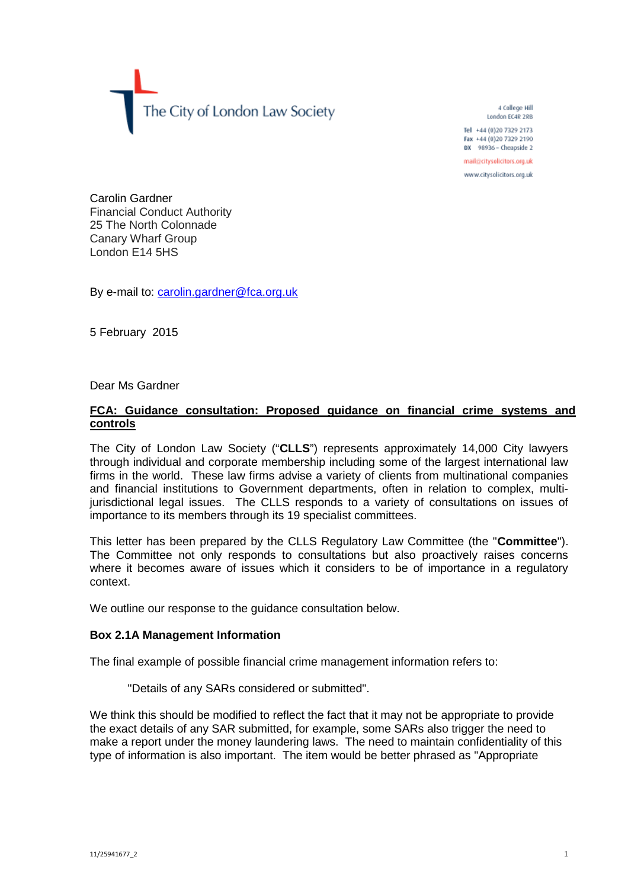The City of London Law Society

4 College Hill
London EC4R 2RB

Tel +44 (0)20 7329 2173
Fax +44 (0)20 7329 2190
DX 98936 – Cheapside 2

mail@citysolicitors.org.uk

www.citysolicitors.org.uk

Carolin Gardner
Financial Conduct Authority
25 The North Colonnade
Canary Wharf Group
London E14 5HS

By e-mail to: carolin.gardner@fca.org.uk

5 February 2015

Dear Ms Gardner

**FCA: Guidance consultation: Proposed guidance on financial crime systems and controls**

The City of London Law Society ("**CLLS**") represents approximately 14,000 City lawyers through individual and corporate membership including some of the largest international law firms in the world. These law firms advise a variety of clients from multinational companies and financial institutions to Government departments, often in relation to complex, multi-jurisdictional legal issues. The CLLS responds to a variety of consultations on issues of importance to its members through its 19 specialist committees.

This letter has been prepared by the CLLS Regulatory Law Committee (the "**Committee**"). The Committee not only responds to consultations but also proactively raises concerns where it becomes aware of issues which it considers to be of importance in a regulatory context.

We outline our response to the guidance consultation below.

**Box 2.1A Management Information**

The final example of possible financial crime management information refers to:

> "Details of any SARs considered or submitted".

We think this should be modified to reflect the fact that it may not be appropriate to provide the exact details of any SAR submitted, for example, some SARs also trigger the need to make a report under the money laundering laws. The need to maintain confidentiality of this type of information is also important. The item would be better phrased as "Appropriate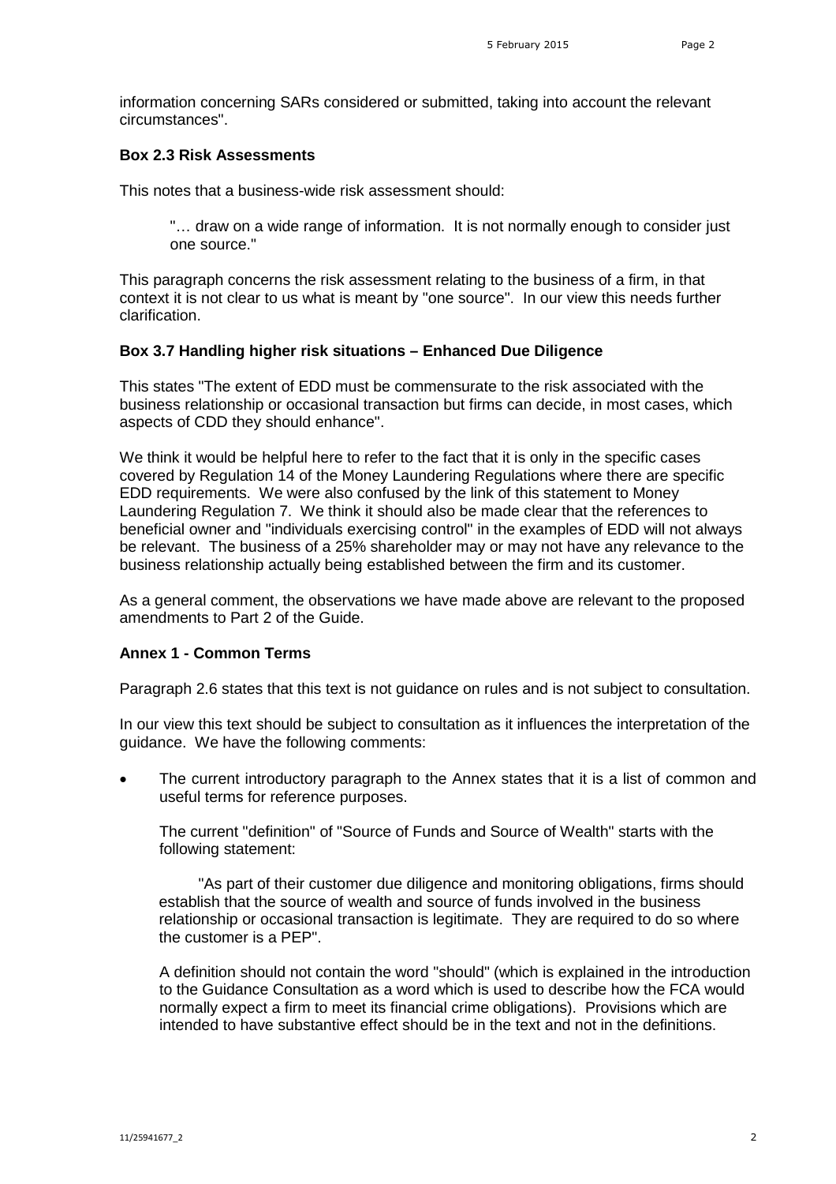information concerning SARs considered or submitted, taking into account the relevant circumstances".

**Box 2.3 Risk Assessments**

This notes that a business-wide risk assessment should:

> "… draw on a wide range of information. It is not normally enough to consider just one source."

This paragraph concerns the risk assessment relating to the business of a firm, in that context it is not clear to us what is meant by "one source". In our view this needs further clarification.

**Box 3.7 Handling higher risk situations – Enhanced Due Diligence**

This states "The extent of EDD must be commensurate to the risk associated with the business relationship or occasional transaction but firms can decide, in most cases, which aspects of CDD they should enhance".

We think it would be helpful here to refer to the fact that it is only in the specific cases covered by Regulation 14 of the Money Laundering Regulations where there are specific EDD requirements. We were also confused by the link of this statement to Money Laundering Regulation 7. We think it should also be made clear that the references to beneficial owner and "individuals exercising control" in the examples of EDD will not always be relevant. The business of a 25% shareholder may or may not have any relevance to the business relationship actually being established between the firm and its customer.

As a general comment, the observations we have made above are relevant to the proposed amendments to Part 2 of the Guide.

**Annex 1 - Common Terms**

Paragraph 2.6 states that this text is not guidance on rules and is not subject to consultation.

In our view this text should be subject to consultation as it influences the interpretation of the guidance. We have the following comments:

- The current introductory paragraph to the Annex states that it is a list of common and useful terms for reference purposes.

  The current "definition" of "Source of Funds and Source of Wealth" starts with the following statement:

  > "As part of their customer due diligence and monitoring obligations, firms should establish that the source of wealth and source of funds involved in the business relationship or occasional transaction is legitimate. They are required to do so where the customer is a PEP".

  A definition should not contain the word "should" (which is explained in the introduction to the Guidance Consultation as a word which is used to describe how the FCA would normally expect a firm to meet its financial crime obligations). Provisions which are intended to have substantive effect should be in the text and not in the definitions.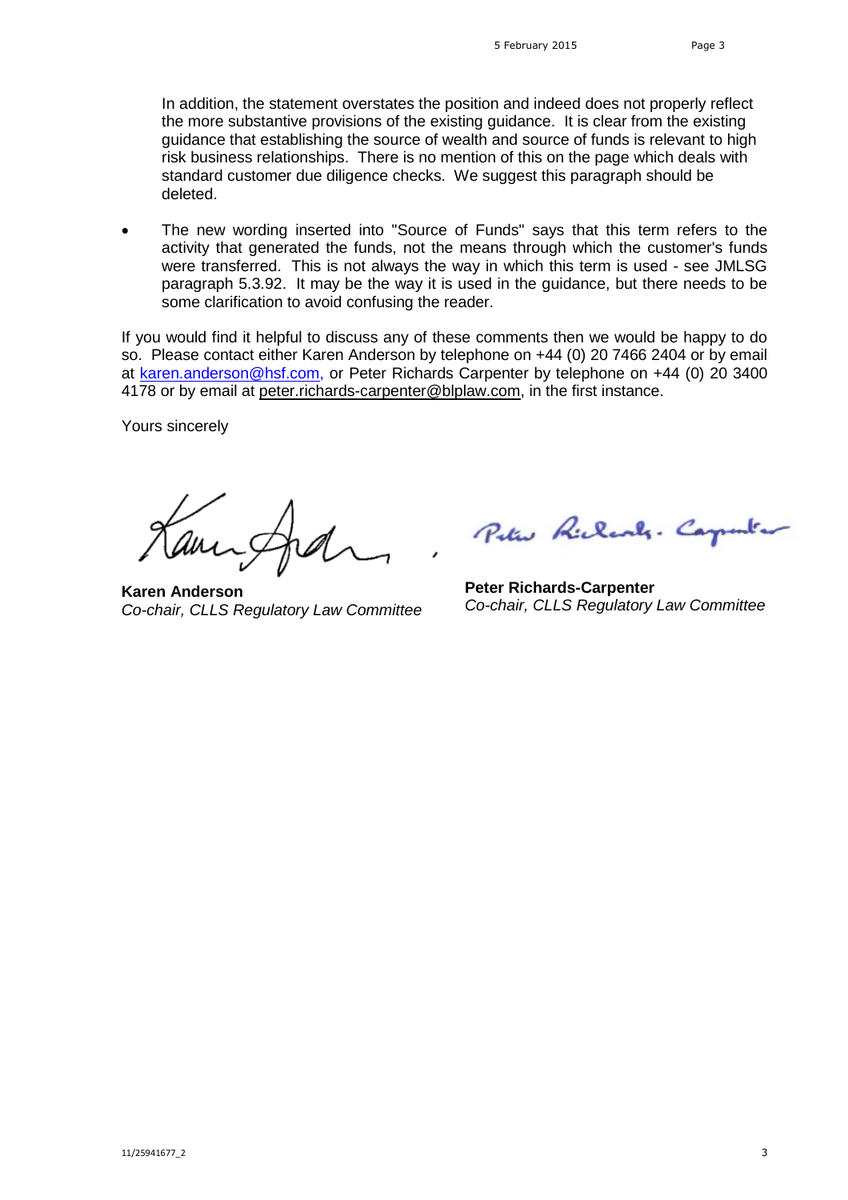In addition, the statement overstates the position and indeed does not properly reflect the more substantive provisions of the existing guidance. It is clear from the existing guidance that establishing the source of wealth and source of funds is relevant to high risk business relationships. There is no mention of this on the page which deals with standard customer due diligence checks. We suggest this paragraph should be deleted.

- The new wording inserted into "Source of Funds" says that this term refers to the activity that generated the funds, not the means through which the customer's funds were transferred. This is not always the way in which this term is used - see JMLSG paragraph 5.3.92. It may be the way it is used in the guidance, but there needs to be some clarification to avoid confusing the reader.

If you would find it helpful to discuss any of these comments then we would be happy to do so. Please contact either Karen Anderson by telephone on +44 (0) 20 7466 2404 or by email at karen.anderson@hsf.com, or Peter Richards Carpenter by telephone on +44 (0) 20 3400 4178 or by email at peter.richards-carpenter@blplaw.com, in the first instance.

Yours sincerely

**Karen Anderson**
*Co-chair, CLLS Regulatory Law Committee*

**Peter Richards-Carpenter**
*Co-chair, CLLS Regulatory Law Committee*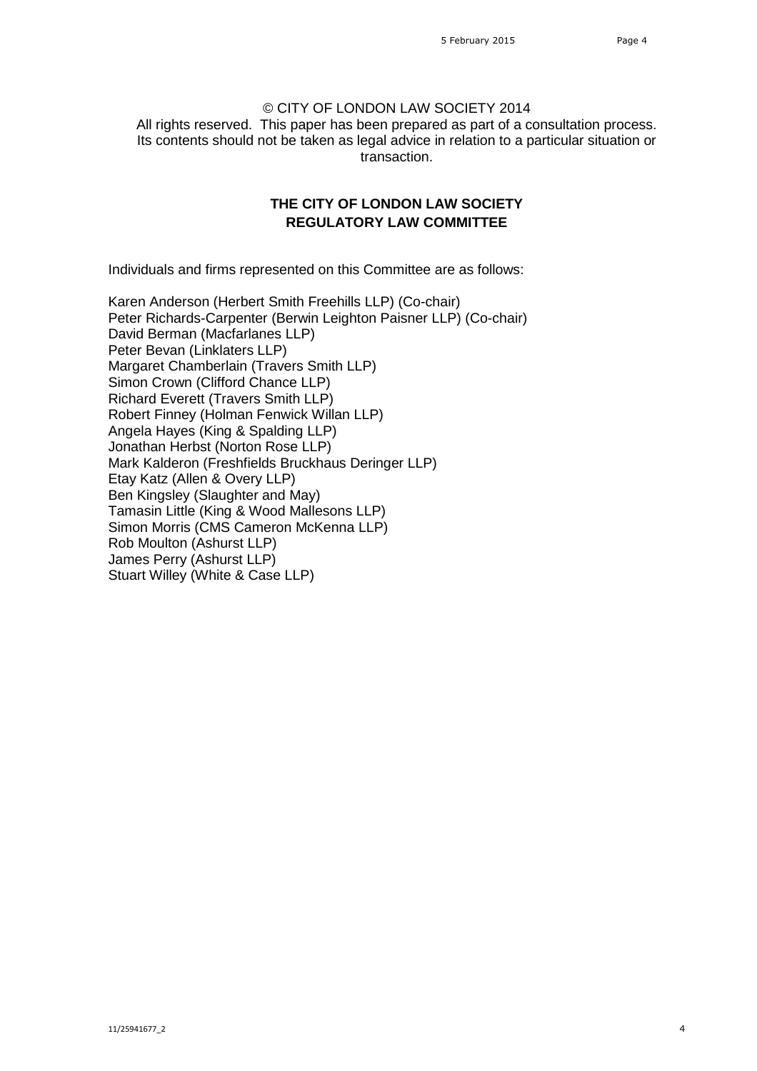© CITY OF LONDON LAW SOCIETY 2014
All rights reserved. This paper has been prepared as part of a consultation process. Its contents should not be taken as legal advice in relation to a particular situation or transaction.

**THE CITY OF LONDON LAW SOCIETY**
**REGULATORY LAW COMMITTEE**

Individuals and firms represented on this Committee are as follows:

Karen Anderson (Herbert Smith Freehills LLP) (Co-chair)
Peter Richards-Carpenter (Berwin Leighton Paisner LLP) (Co-chair)
David Berman (Macfarlanes LLP)
Peter Bevan (Linklaters LLP)
Margaret Chamberlain (Travers Smith LLP)
Simon Crown (Clifford Chance LLP)
Richard Everett (Travers Smith LLP)
Robert Finney (Holman Fenwick Willan LLP)
Angela Hayes (King & Spalding LLP)
Jonathan Herbst (Norton Rose LLP)
Mark Kalderon (Freshfields Bruckhaus Deringer LLP)
Etay Katz (Allen & Overy LLP)
Ben Kingsley (Slaughter and May)
Tamasin Little (King & Wood Mallesons LLP)
Simon Morris (CMS Cameron McKenna LLP)
Rob Moulton (Ashurst LLP)
James Perry (Ashurst LLP)
Stuart Willey (White & Case LLP)